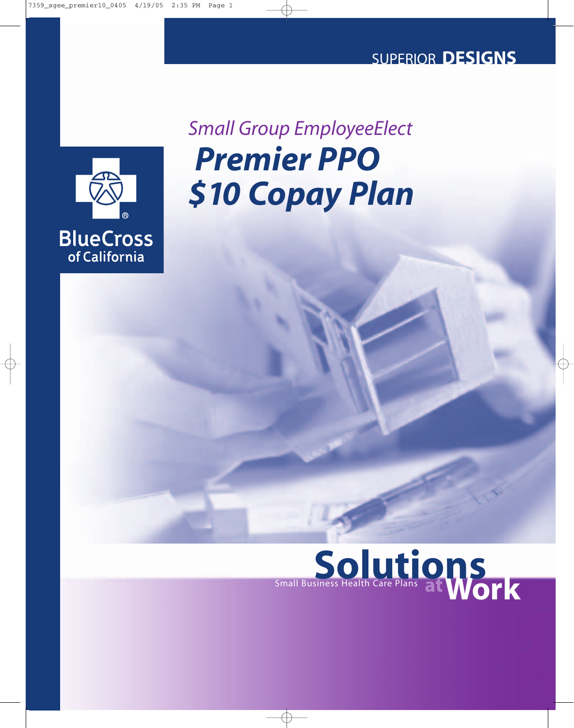SUPERIOR **DESIGNS**

*Small Group EmployeeElect*

# *Premier PPO*
# *$10 Copay Plan*

BlueCross of California

**Solutions at Work**

Small Business Health Care Plans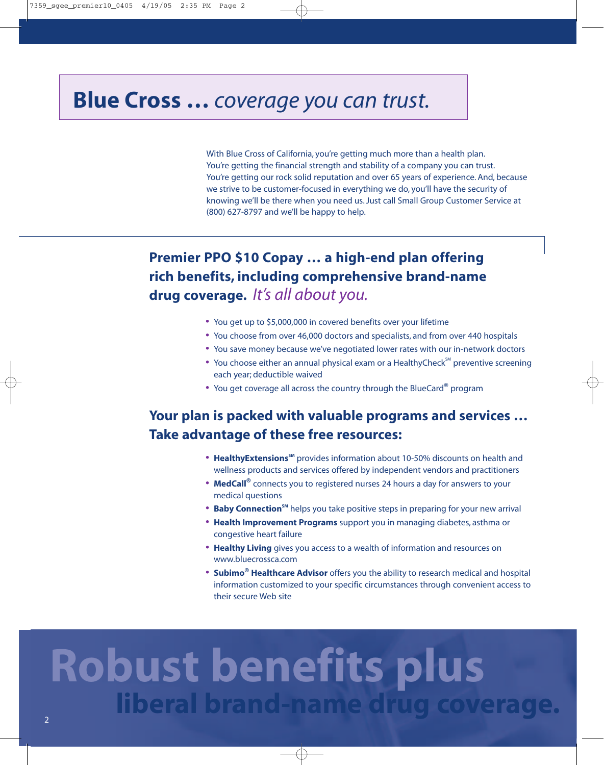# **Blue Cross …** *coverage you can trust.*

With Blue Cross of California, you're getting much more than a health plan. You're getting the financial strength and stability of a company you can trust. You're getting our rock solid reputation and over 65 years of experience. And, because we strive to be customer-focused in everything we do, you'll have the security of knowing we'll be there when you need us. Just call Small Group Customer Service at (800) 627-8797 and we'll be happy to help.

## Premier PPO $10 Copay … a high-end plan offering rich benefits, including comprehensive brand-name drug coverage. *It's all about you.*

- You get up to $5,000,000 in covered benefits over your lifetime
- You choose from over 46,000 doctors and specialists, and from over 440 hospitals
- You save money because we've negotiated lower rates with our in-network doctors
- You choose either an annual physical exam or a HealthyCheck℠ preventive screening each year; deductible waived
- You get coverage all across the country through the BlueCard® program

## Your plan is packed with valuable programs and services … Take advantage of these free resources:

- **HealthyExtensions℠** provides information about 10-50% discounts on health and wellness products and services offered by independent vendors and practitioners
- **MedCall®** connects you to registered nurses 24 hours a day for answers to your medical questions
- **Baby Connection℠** helps you take positive steps in preparing for your new arrival
- **Health Improvement Programs** support you in managing diabetes, asthma or congestive heart failure
- **Healthy Living** gives you access to a wealth of information and resources on www.bluecrossca.com
- **Subimo® Healthcare Advisor** offers you the ability to research medical and hospital information customized to your specific circumstances through convenient access to their secure Web site

# Robust benefits plus liberal brand-name drug coverage.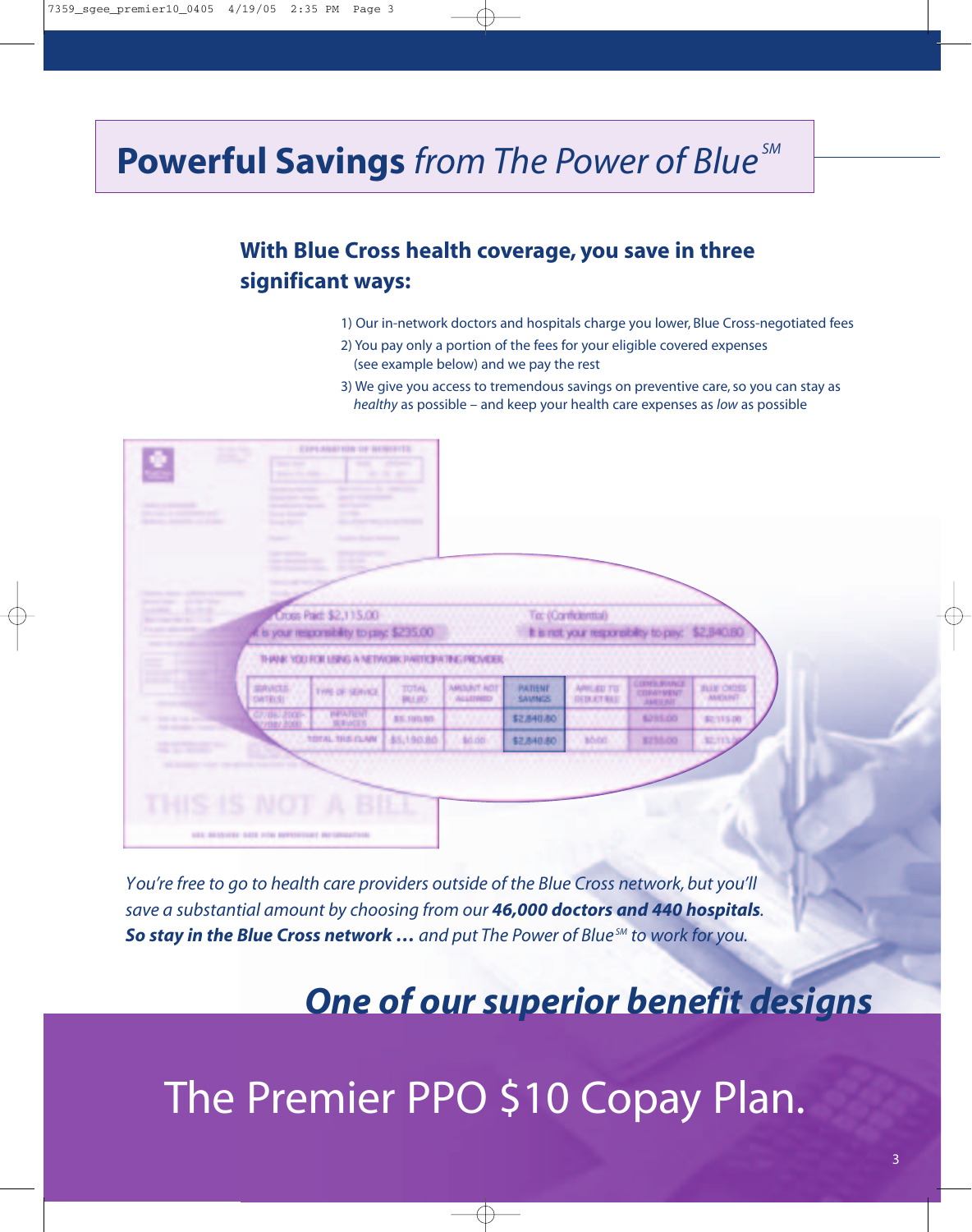# **Powerful Savings** *from The Power of Blue*[SM]

## With Blue Cross health coverage, you save in three significant ways:

1) Our in-network doctors and hospitals charge you lower, Blue Cross-negotiated fees
2) You pay only a portion of the fees for your eligible covered expenses (see example below) and we pay the rest
3) We give you access to tremendous savings on preventive care, so you can stay as *healthy* as possible – and keep your health care expenses as *low* as possible

Cross Paid: $2,115.00 — To: (Confidential)

It is your responsibility to pay: $235.00 — It is not your responsibility to pay: $2,840.80

THANK YOU FOR USING A NETWORK PARTICIPATING PROVIDER

| SERVICE DATE(S) | TYPE OF SERVICE | TOTAL BILLED | AMOUNT NOT ALLOWED | PATIENT SAVINGS | APPLIED TO DEDUCTIBLE | COINSURANCE COPAYMENT AMOUNT | BLUE CROSS AMOUNT |
|---|---|---|---|---|---|---|---|
| 07/06/2000-07/08/2000 | INPATIENT SERVICES | $5,190.80 | | $2,840.80 | | $235.00 | $2,115.00 |
| | TOTAL THIS CLAIM | $5,190.80 | $0.00 | $2,840.80 | $0.00 | $235.00 | $2,115.00 |

THIS IS NOT A BILL

*You're free to go to health care providers outside of the Blue Cross network, but you'll save a substantial amount by choosing from our **46,000 doctors and 440 hospitals**. **So stay in the Blue Cross network …** and put The Power of Blue*[SM] *to work for you.*

## ***One of our superior benefit designs***

# The Premier PPO $10 Copay Plan.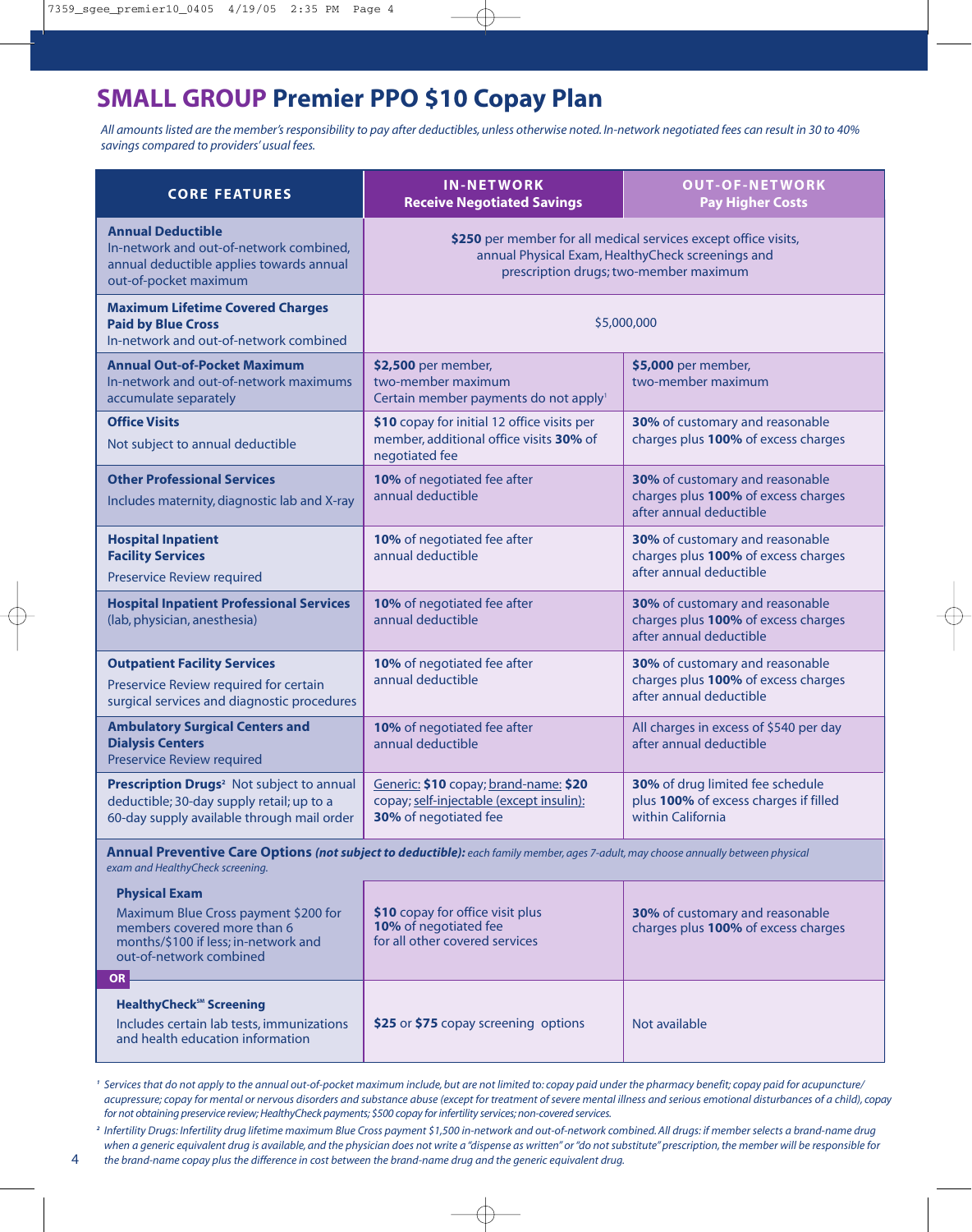# SMALL GROUP Premier PPO $10 Copay Plan

*All amounts listed are the member's responsibility to pay after deductibles, unless otherwise noted. In-network negotiated fees can result in 30 to 40% savings compared to providers' usual fees.*

| CORE FEATURES | IN-NETWORK Receive Negotiated Savings | OUT-OF-NETWORK Pay Higher Costs |
|---|---|---|
| **Annual Deductible** In-network and out-of-network combined, annual deductible applies towards annual out-of-pocket maximum | **$250** per member for all medical services except office visits, annual Physical Exam, HealthyCheck screenings and prescription drugs; two-member maximum | |
| **Maximum Lifetime Covered Charges Paid by Blue Cross** In-network and out-of-network combined | $5,000,000 | |
| **Annual Out-of-Pocket Maximum** In-network and out-of-network maximums accumulate separately | **$2,500** per member, two-member maximum Certain member payments do not apply[1] | **$5,000** per member, two-member maximum |
| **Office Visits** Not subject to annual deductible | **$10** copay for initial 12 office visits per member, additional office visits **30%** of negotiated fee | **30%** of customary and reasonable charges plus **100%** of excess charges |
| **Other Professional Services** Includes maternity, diagnostic lab and X-ray | **10%** of negotiated fee after annual deductible | **30%** of customary and reasonable charges plus **100%** of excess charges after annual deductible |
| **Hospital Inpatient Facility Services** Preservice Review required | **10%** of negotiated fee after annual deductible | **30%** of customary and reasonable charges plus **100%** of excess charges after annual deductible |
| **Hospital Inpatient Professional Services** (lab, physician, anesthesia) | **10%** of negotiated fee after annual deductible | **30%** of customary and reasonable charges plus **100%** of excess charges after annual deductible |
| **Outpatient Facility Services** Preservice Review required for certain surgical services and diagnostic procedures | **10%** of negotiated fee after annual deductible | **30%** of customary and reasonable charges plus **100%** of excess charges after annual deductible |
| **Ambulatory Surgical Centers and Dialysis Centers** Preservice Review required | **10%** of negotiated fee after annual deductible | All charges in excess of $540 per day after annual deductible |
| **Prescription Drugs**[2] Not subject to annual deductible; 30-day supply retail; up to a 60-day supply available through mail order | Generic: **$10** copay; brand-name: **$20** copay; self-injectable (except insulin): **30%** of negotiated fee | **30%** of drug limited fee schedule plus **100%** of excess charges if filled within California |
| **Annual Preventive Care Options** ***(not subject to deductible):*** *each family member, ages 7-adult, may choose annually between physical exam and HealthyCheck screening.* | | |
| **Physical Exam** Maximum Blue Cross payment $200 for members covered more than 6 months/$100 if less; in-network and out-of-network combined | **$10** copay for office visit plus **10%** of negotiated fee for all other covered services | **30%** of customary and reasonable charges plus **100%** of excess charges |
| **OR** | | |
| **HealthyCheck℠ Screening** Includes certain lab tests, immunizations and health education information | **$25** or **$75** copay screening options | Not available |

[1] *Services that do not apply to the annual out-of-pocket maximum include, but are not limited to: copay paid under the pharmacy benefit; copay paid for acupuncture/acupressure; copay for mental or nervous disorders and substance abuse (except for treatment of severe mental illness and serious emotional disturbances of a child), copay for not obtaining preservice review; HealthyCheck payments; $500 copay for infertility services; non-covered services.*

[2] *Infertility Drugs: Infertility drug lifetime maximum Blue Cross payment $1,500 in-network and out-of-network combined. All drugs: if member selects a brand-name drug when a generic equivalent drug is available, and the physician does not write a "dispense as written" or "do not substitute" prescription, the member will be responsible for the brand-name copay plus the difference in cost between the brand-name drug and the generic equivalent drug.*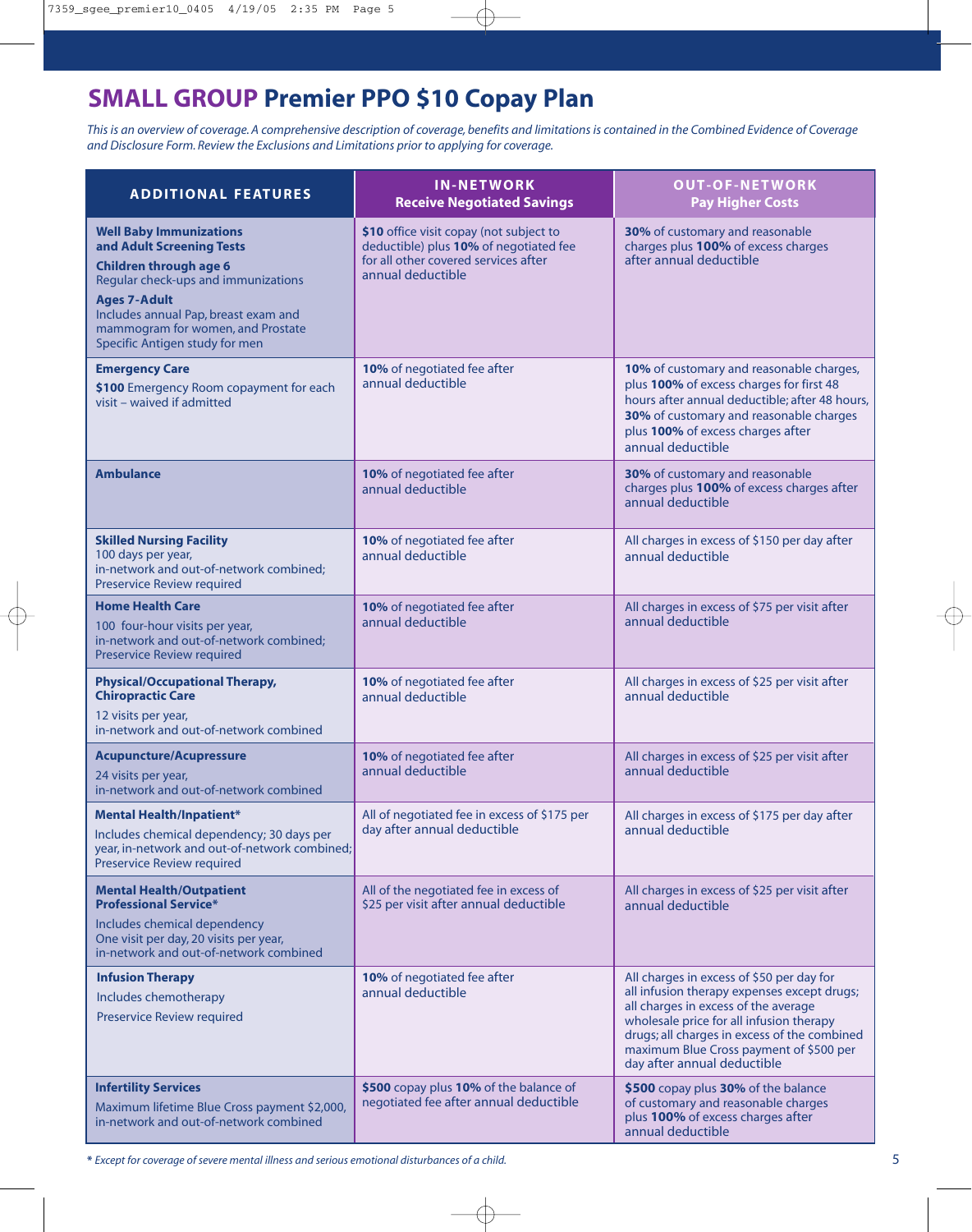# SMALL GROUP Premier PPO $10 Copay Plan

*This is an overview of coverage. A comprehensive description of coverage, benefits and limitations is contained in the Combined Evidence of Coverage and Disclosure Form. Review the Exclusions and Limitations prior to applying for coverage.*

| ADDITIONAL FEATURES | IN-NETWORK Receive Negotiated Savings | OUT-OF-NETWORK Pay Higher Costs |
|---|---|---|
| **Well Baby Immunizations and Adult Screening Tests** **Children through age 6** Regular check-ups and immunizations **Ages 7-Adult** Includes annual Pap, breast exam and mammogram for women, and Prostate Specific Antigen study for men | **$10** office visit copay (not subject to deductible) plus **10%** of negotiated fee for all other covered services after annual deductible | **30%** of customary and reasonable charges plus **100%** of excess charges after annual deductible |
| **Emergency Care** **$100** Emergency Room copayment for each visit – waived if admitted | **10%** of negotiated fee after annual deductible | **10%** of customary and reasonable charges, plus **100%** of excess charges for first 48 hours after annual deductible; after 48 hours, **30%** of customary and reasonable charges plus **100%** of excess charges after annual deductible |
| **Ambulance** | **10%** of negotiated fee after annual deductible | **30%** of customary and reasonable charges plus **100%** of excess charges after annual deductible |
| **Skilled Nursing Facility** 100 days per year, in-network and out-of-network combined; Preservice Review required | **10%** of negotiated fee after annual deductible | All charges in excess of $150 per day after annual deductible |
| **Home Health Care** 100 four-hour visits per year, in-network and out-of-network combined; Preservice Review required | **10%** of negotiated fee after annual deductible | All charges in excess of $75 per visit after annual deductible |
| **Physical/Occupational Therapy, Chiropractic Care** 12 visits per year, in-network and out-of-network combined | **10%** of negotiated fee after annual deductible | All charges in excess of $25 per visit after annual deductible |
| **Acupuncture/Acupressure** 24 visits per year, in-network and out-of-network combined | **10%** of negotiated fee after annual deductible | All charges in excess of $25 per visit after annual deductible |
| **Mental Health/Inpatient*** Includes chemical dependency; 30 days per year, in-network and out-of-network combined; Preservice Review required | All of negotiated fee in excess of $175 per day after annual deductible | All charges in excess of $175 per day after annual deductible |
| **Mental Health/Outpatient Professional Service*** Includes chemical dependency One visit per day, 20 visits per year, in-network and out-of-network combined | All of the negotiated fee in excess of $25 per visit after annual deductible | All charges in excess of $25 per visit after annual deductible |
| **Infusion Therapy** Includes chemotherapy Preservice Review required | **10%** of negotiated fee after annual deductible | All charges in excess of $50 per day for all infusion therapy expenses except drugs; all charges in excess of the average wholesale price for all infusion therapy drugs; all charges in excess of the combined maximum Blue Cross payment of $500 per day after annual deductible |
| **Infertility Services** Maximum lifetime Blue Cross payment $2,000, in-network and out-of-network combined | **$500** copay plus **10%** of the balance of negotiated fee after annual deductible | **$500** copay plus **30%** of the balance of customary and reasonable charges plus **100%** of excess charges after annual deductible |

*** *Except for coverage of severe mental illness and serious emotional disturbances of a child.***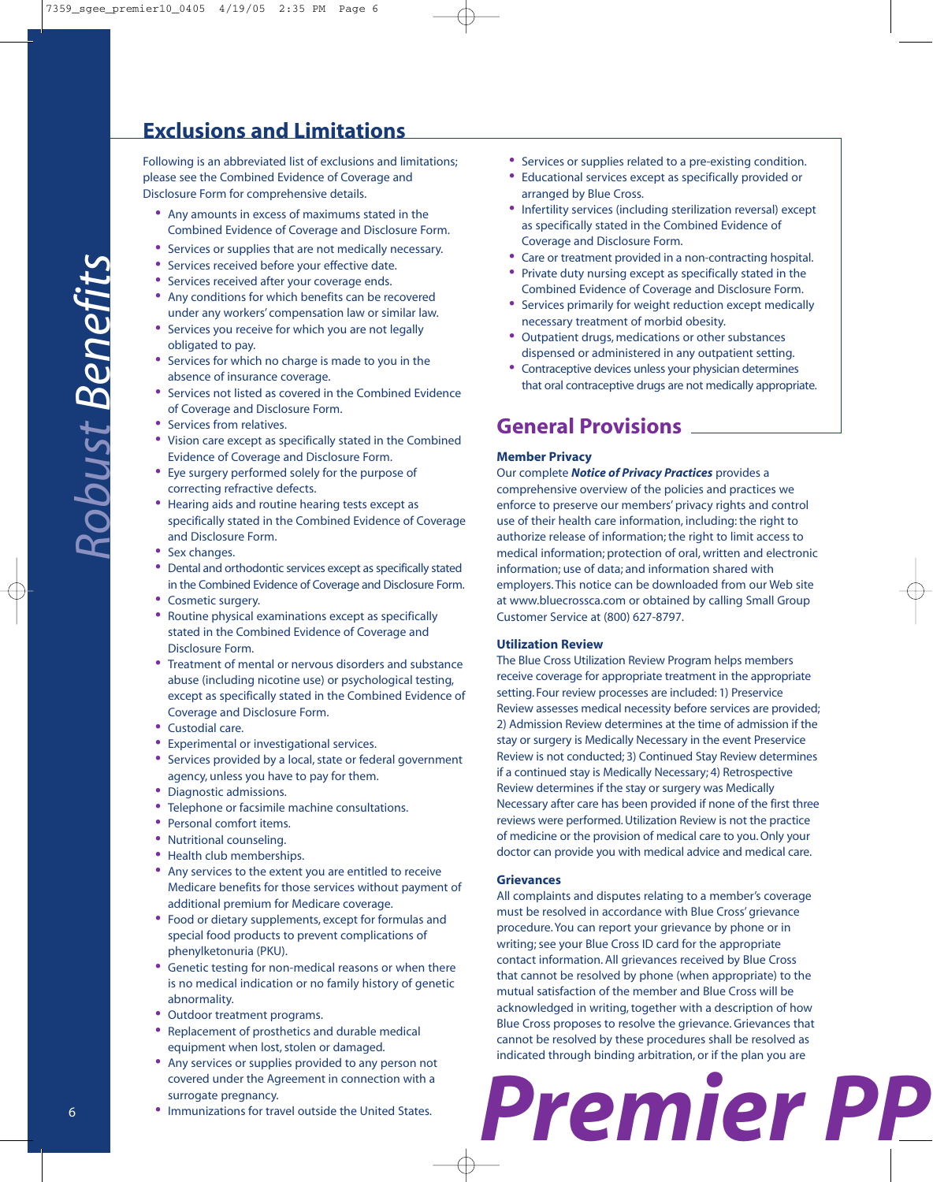## Exclusions and Limitations

Following is an abbreviated list of exclusions and limitations; please see the Combined Evidence of Coverage and Disclosure Form for comprehensive details.

- Any amounts in excess of maximums stated in the Combined Evidence of Coverage and Disclosure Form.
- Services or supplies that are not medically necessary.
- Services received before your effective date.
- Services received after your coverage ends.
- Any conditions for which benefits can be recovered under any workers' compensation law or similar law.
- Services you receive for which you are not legally obligated to pay.
- Services for which no charge is made to you in the absence of insurance coverage.
- Services not listed as covered in the Combined Evidence of Coverage and Disclosure Form.
- Services from relatives.
- Vision care except as specifically stated in the Combined Evidence of Coverage and Disclosure Form.
- Eye surgery performed solely for the purpose of correcting refractive defects.
- Hearing aids and routine hearing tests except as specifically stated in the Combined Evidence of Coverage and Disclosure Form.
- Sex changes.
- Dental and orthodontic services except as specifically stated in the Combined Evidence of Coverage and Disclosure Form.
- Cosmetic surgery.
- Routine physical examinations except as specifically stated in the Combined Evidence of Coverage and Disclosure Form.
- Treatment of mental or nervous disorders and substance abuse (including nicotine use) or psychological testing, except as specifically stated in the Combined Evidence of Coverage and Disclosure Form.
- Custodial care.
- Experimental or investigational services.
- Services provided by a local, state or federal government agency, unless you have to pay for them.
- Diagnostic admissions.
- Telephone or facsimile machine consultations.
- Personal comfort items.
- Nutritional counseling.
- Health club memberships.
- Any services to the extent you are entitled to receive Medicare benefits for those services without payment of additional premium for Medicare coverage.
- Food or dietary supplements, except for formulas and special food products to prevent complications of phenylketonuria (PKU).
- Genetic testing for non-medical reasons or when there is no medical indication or no family history of genetic abnormality.
- Outdoor treatment programs.
- Replacement of prosthetics and durable medical equipment when lost, stolen or damaged.
- Any services or supplies provided to any person not covered under the Agreement in connection with a surrogate pregnancy.
- Immunizations for travel outside the United States.
- Services or supplies related to a pre-existing condition.
- Educational services except as specifically provided or arranged by Blue Cross.
- Infertility services (including sterilization reversal) except as specifically stated in the Combined Evidence of Coverage and Disclosure Form.
- Care or treatment provided in a non-contracting hospital.
- Private duty nursing except as specifically stated in the Combined Evidence of Coverage and Disclosure Form.
- Services primarily for weight reduction except medically necessary treatment of morbid obesity.
- Outpatient drugs, medications or other substances dispensed or administered in any outpatient setting.
- Contraceptive devices unless your physician determines that oral contraceptive drugs are not medically appropriate.

## General Provisions

### Member Privacy

Our complete ***Notice of Privacy Practices*** provides a comprehensive overview of the policies and practices we enforce to preserve our members' privacy rights and control use of their health care information, including: the right to authorize release of information; the right to limit access to medical information; protection of oral, written and electronic information; use of data; and information shared with employers. This notice can be downloaded from our Web site at www.bluecrossca.com or obtained by calling Small Group Customer Service at (800) 627-8797.

### Utilization Review

The Blue Cross Utilization Review Program helps members receive coverage for appropriate treatment in the appropriate setting. Four review processes are included: 1) Preservice Review assesses medical necessity before services are provided; 2) Admission Review determines at the time of admission if the stay or surgery is Medically Necessary in the event Preservice Review is not conducted; 3) Continued Stay Review determines if a continued stay is Medically Necessary; 4) Retrospective Review determines if the stay or surgery was Medically Necessary after care has been provided if none of the first three reviews were performed. Utilization Review is not the practice of medicine or the provision of medical care to you. Only your doctor can provide you with medical advice and medical care.

### Grievances

All complaints and disputes relating to a member's coverage must be resolved in accordance with Blue Cross' grievance procedure. You can report your grievance by phone or in writing; see your Blue Cross ID card for the appropriate contact information. All grievances received by Blue Cross that cannot be resolved by phone (when appropriate) to the mutual satisfaction of the member and Blue Cross will be acknowledged in writing, together with a description of how Blue Cross proposes to resolve the grievance. Grievances that cannot be resolved by these procedures shall be resolved as indicated through binding arbitration, or if the plan you are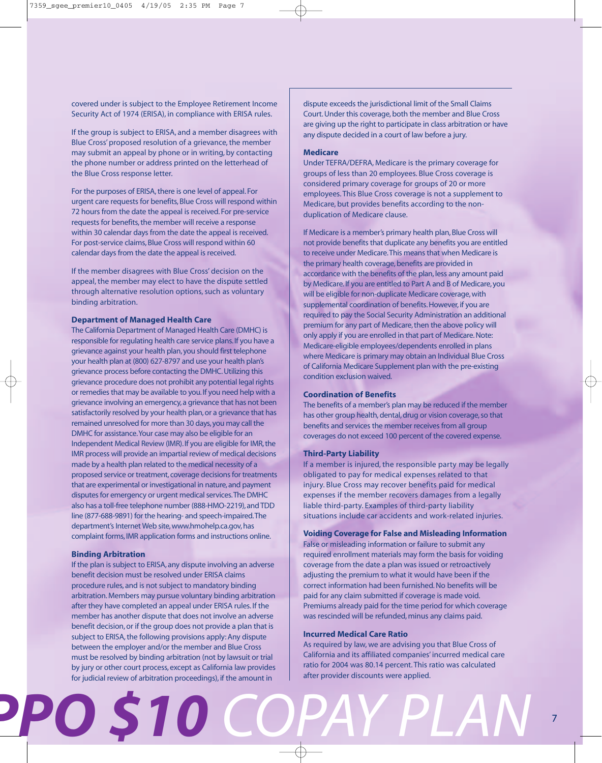covered under is subject to the Employee Retirement Income Security Act of 1974 (ERISA), in compliance with ERISA rules.

If the group is subject to ERISA, and a member disagrees with Blue Cross' proposed resolution of a grievance, the member may submit an appeal by phone or in writing, by contacting the phone number or address printed on the letterhead of the Blue Cross response letter.

For the purposes of ERISA, there is one level of appeal. For urgent care requests for benefits, Blue Cross will respond within 72 hours from the date the appeal is received. For pre-service requests for benefits, the member will receive a response within 30 calendar days from the date the appeal is received. For post-service claims, Blue Cross will respond within 60 calendar days from the date the appeal is received.

If the member disagrees with Blue Cross' decision on the appeal, the member may elect to have the dispute settled through alternative resolution options, such as voluntary binding arbitration.

**Department of Managed Health Care**

The California Department of Managed Health Care (DMHC) is responsible for regulating health care service plans. If you have a grievance against your health plan, you should first telephone your health plan at (800) 627-8797 and use your health plan's grievance process before contacting the DMHC. Utilizing this grievance procedure does not prohibit any potential legal rights or remedies that may be available to you. If you need help with a grievance involving an emergency, a grievance that has not been satisfactorily resolved by your health plan, or a grievance that has remained unresolved for more than 30 days, you may call the DMHC for assistance. Your case may also be eligible for an Independent Medical Review (IMR). If you are eligible for IMR, the IMR process will provide an impartial review of medical decisions made by a health plan related to the medical necessity of a proposed service or treatment, coverage decisions for treatments that are experimental or investigational in nature, and payment disputes for emergency or urgent medical services. The DMHC also has a toll-free telephone number (888-HMO-2219), and TDD line (877-688-9891) for the hearing- and speech-impaired. The department's Internet Web site, www.hmohelp.ca.gov, has complaint forms, IMR application forms and instructions online.

**Binding Arbitration**

If the plan is subject to ERISA, any dispute involving an adverse benefit decision must be resolved under ERISA claims procedure rules, and is not subject to mandatory binding arbitration. Members may pursue voluntary binding arbitration after they have completed an appeal under ERISA rules. If the member has another dispute that does not involve an adverse benefit decision, or if the group does not provide a plan that is subject to ERISA, the following provisions apply: Any dispute between the employer and/or the member and Blue Cross must be resolved by binding arbitration (not by lawsuit or trial by jury or other court process, except as California law provides for judicial review of arbitration proceedings), if the amount in dispute exceeds the jurisdictional limit of the Small Claims Court. Under this coverage, both the member and Blue Cross are giving up the right to participate in class arbitration or have any dispute decided in a court of law before a jury.

**Medicare**

Under TEFRA/DEFRA, Medicare is the primary coverage for groups of less than 20 employees. Blue Cross coverage is considered primary coverage for groups of 20 or more employees. This Blue Cross coverage is not a supplement to Medicare, but provides benefits according to the non-duplication of Medicare clause.

If Medicare is a member's primary health plan, Blue Cross will not provide benefits that duplicate any benefits you are entitled to receive under Medicare. This means that when Medicare is the primary health coverage, benefits are provided in accordance with the benefits of the plan, less any amount paid by Medicare. If you are entitled to Part A and B of Medicare, you will be eligible for non-duplicate Medicare coverage, with supplemental coordination of benefits. However, if you are required to pay the Social Security Administration an additional premium for any part of Medicare, then the above policy will only apply if you are enrolled in that part of Medicare. Note: Medicare-eligible employees/dependents enrolled in plans where Medicare is primary may obtain an Individual Blue Cross of California Medicare Supplement plan with the pre-existing condition exclusion waived.

**Coordination of Benefits**

The benefits of a member's plan may be reduced if the member has other group health, dental, drug or vision coverage, so that benefits and services the member receives from all group coverages do not exceed 100 percent of the covered expense.

**Third-Party Liability**

If a member is injured, the responsible party may be legally obligated to pay for medical expenses related to that injury. Blue Cross may recover benefits paid for medical expenses if the member recovers damages from a legally liable third-party. Examples of third-party liability situations include car accidents and work-related injuries.

**Voiding Coverage for False and Misleading Information**

False or misleading information or failure to submit any required enrollment materials may form the basis for voiding coverage from the date a plan was issued or retroactively adjusting the premium to what it would have been if the correct information had been furnished. No benefits will be paid for any claim submitted if coverage is made void. Premiums already paid for the time period for which coverage was rescinded will be refunded, minus any claims paid.

**Incurred Medical Care Ratio**

As required by law, we are advising you that Blue Cross of California and its affiliated companies' incurred medical care ratio for 2004 was 80.14 percent. This ratio was calculated after provider discounts were applied.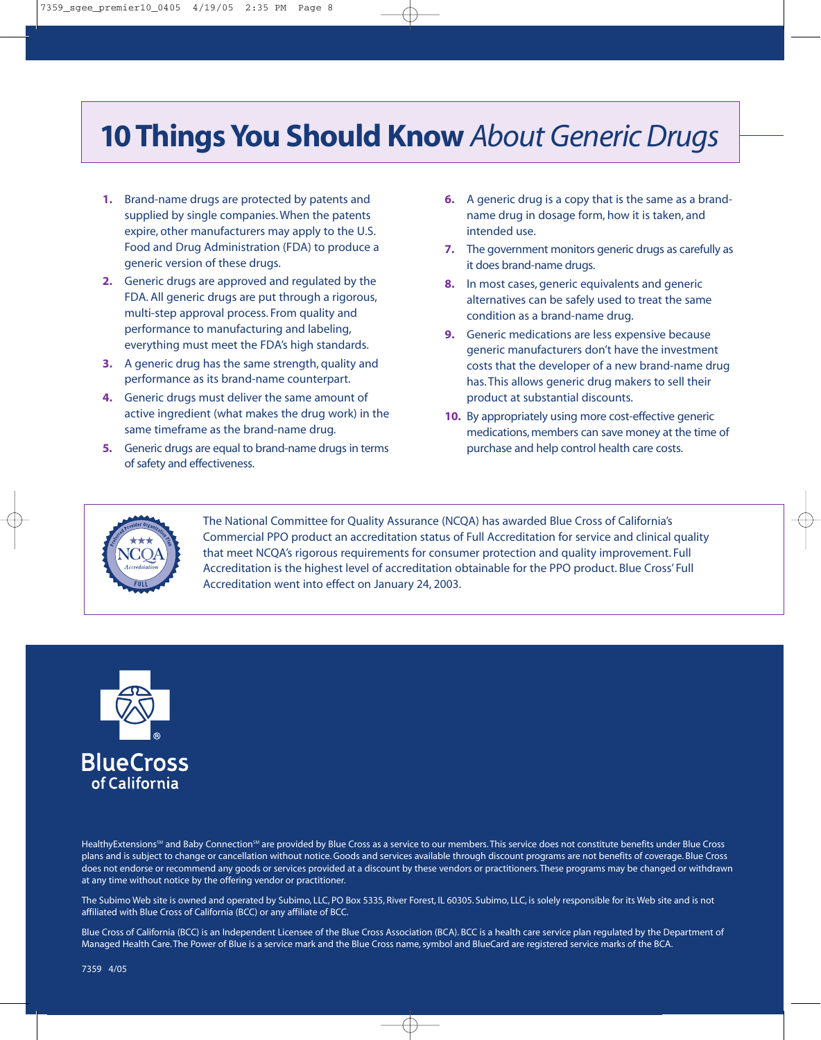# **10 Things You Should Know** *About Generic Drugs*

1. Brand-name drugs are protected by patents and supplied by single companies. When the patents expire, other manufacturers may apply to the U.S. Food and Drug Administration (FDA) to produce a generic version of these drugs.
2. Generic drugs are approved and regulated by the FDA. All generic drugs are put through a rigorous, multi-step approval process. From quality and performance to manufacturing and labeling, everything must meet the FDA's high standards.
3. A generic drug has the same strength, quality and performance as its brand-name counterpart.
4. Generic drugs must deliver the same amount of active ingredient (what makes the drug work) in the same timeframe as the brand-name drug.
5. Generic drugs are equal to brand-name drugs in terms of safety and effectiveness.
6. A generic drug is a copy that is the same as a brand-name drug in dosage form, how it is taken, and intended use.
7. The government monitors generic drugs as carefully as it does brand-name drugs.
8. In most cases, generic equivalents and generic alternatives can be safely used to treat the same condition as a brand-name drug.
9. Generic medications are less expensive because generic manufacturers don't have the investment costs that the developer of a new brand-name drug has. This allows generic drug makers to sell their product at substantial discounts.
10. By appropriately using more cost-effective generic medications, members can save money at the time of purchase and help control health care costs.

Preferred Provider Organization Plan ★★★ NCQA Accreditation FULL

The National Committee for Quality Assurance (NCQA) has awarded Blue Cross of California's Commercial PPO product an accreditation status of Full Accreditation for service and clinical quality that meet NCQA's rigorous requirements for consumer protection and quality improvement. Full Accreditation is the highest level of accreditation obtainable for the PPO product. Blue Cross' Full Accreditation went into effect on January 24, 2003.

BlueCross of California

HealthyExtensions℠ and Baby Connection℠ are provided by Blue Cross as a service to our members. This service does not constitute benefits under Blue Cross plans and is subject to change or cancellation without notice. Goods and services available through discount programs are not benefits of coverage. Blue Cross does not endorse or recommend any goods or services provided at a discount by these vendors or practitioners. These programs may be changed or withdrawn at any time without notice by the offering vendor or practitioner.

The Subimo Web site is owned and operated by Subimo, LLC, PO Box 5335, River Forest, IL 60305. Subimo, LLC, is solely responsible for its Web site and is not affiliated with Blue Cross of California (BCC) or any affiliate of BCC.

Blue Cross of California (BCC) is an Independent Licensee of the Blue Cross Association (BCA). BCC is a health care service plan regulated by the Department of Managed Health Care. The Power of Blue is a service mark and the Blue Cross name, symbol and BlueCard are registered service marks of the BCA.

7359 4/05